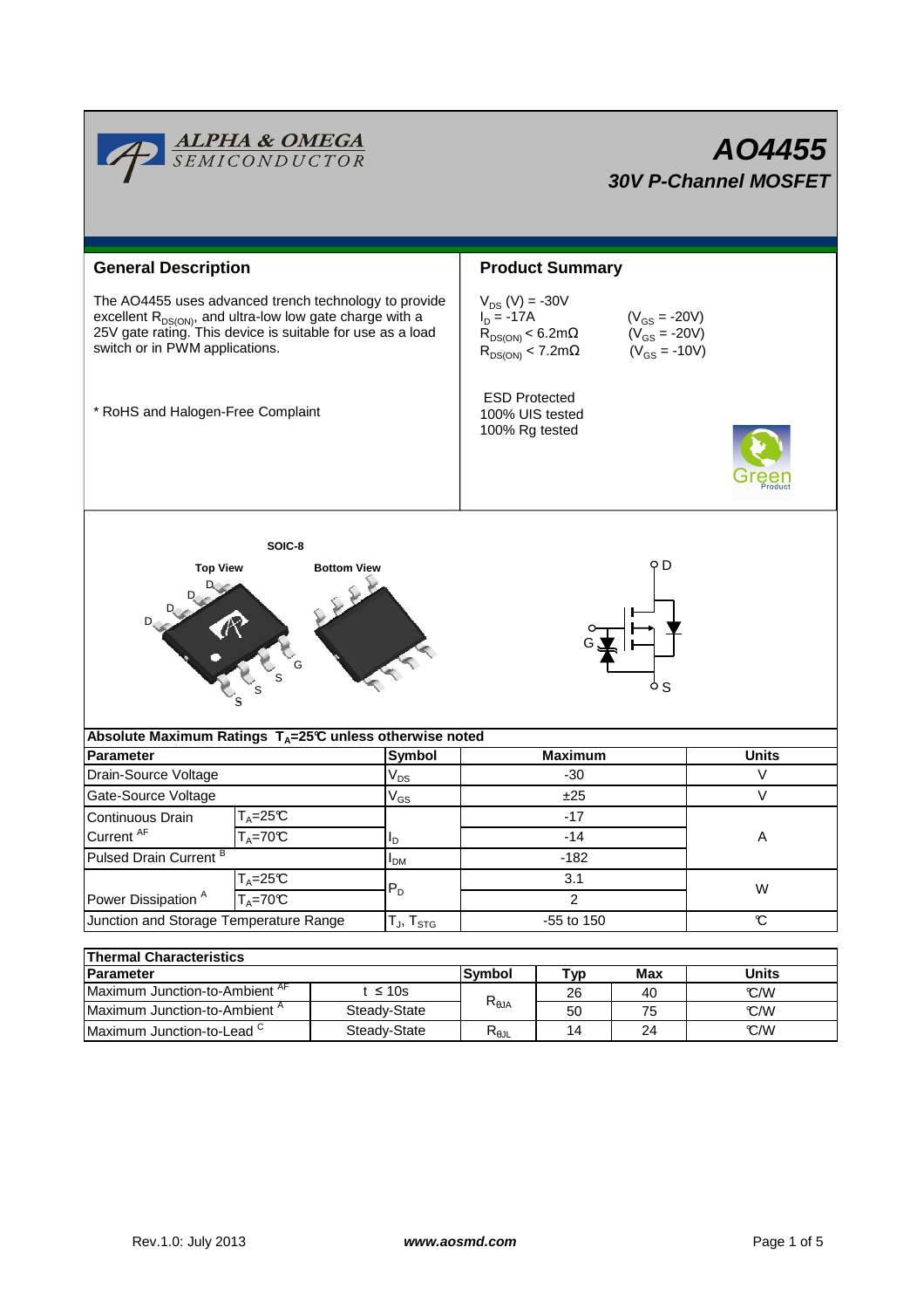# AO4455

## 30V P-Channel MOSFET

## General Description

The AO4455 uses advanced trench technology to provide excellent $R_{DS(ON)}$, and ultra-low low gate charge with a 25V gate rating. This device is suitable for use as a load switch or in PWM applications.

* RoHS and Halogen-Free Complaint

## Product Summary

$V_{DS}$ (V) = -30V
$I_D$ = -17A ($V_{GS}$ = -20V)
$R_{DS(ON)}$ < 6.2mΩ ($V_{GS}$ = -20V)
$R_{DS(ON)}$ < 7.2mΩ ($V_{GS}$ = -10V)

ESD Protected
100% UIS tested
100% Rg tested

SOIC-8

Top View / Bottom View

D D D D G S S S

D, G, S

## Absolute Maximum Ratings $T_A$=25°C unless otherwise noted

| Parameter | | Symbol | Maximum | Units |
|---|---|---|---|---|
| Drain-Source Voltage | | $V_{DS}$ | -30 | V |
| Gate-Source Voltage | | $V_{GS}$ | ±25 | V |
| Continuous Drain Current [AF] | $T_A$=25°C | $I_D$ | -17 | A |
| | $T_A$=70°C | | -14 | |
| Pulsed Drain Current [B] | | $I_{DM}$ | -182 | |
| Power Dissipation [A] | $T_A$=25°C | $P_D$ | 3.1 | W |
| | $T_A$=70°C | | 2 | |
| Junction and Storage Temperature Range | | $T_J$, $T_{STG}$ | -55 to 150 | °C |

## Thermal Characteristics

| Parameter | | Symbol | Typ | Max | Units |
|---|---|---|---|---|---|
| Maximum Junction-to-Ambient [AF] | t ≤ 10s | $R_{\theta JA}$ | 26 | 40 | °C/W |
| Maximum Junction-to-Ambient [A] | Steady-State | | 50 | 75 | °C/W |
| Maximum Junction-to-Lead [C] | Steady-State | $R_{\theta JL}$ | 14 | 24 | °C/W |

Rev.1.0: July 2013 www.aosmd.com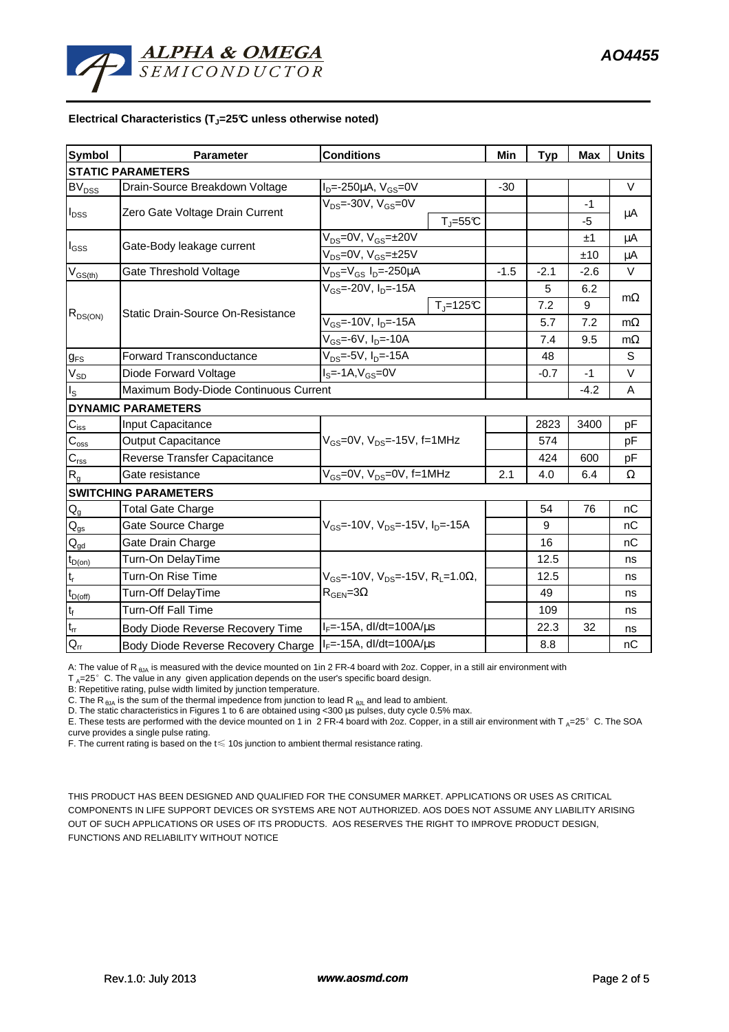### Electrical Characteristics ($T_J$=25°C unless otherwise noted)

| Symbol | Parameter | Conditions | | Min | Typ | Max | Units |
|---|---|---|---|---|---|---|---|
| **STATIC PARAMETERS** | | | | | | | |
| $BV_{DSS}$ | Drain-Source Breakdown Voltage | $I_D$=-250µA, $V_{GS}$=0V | | -30 | | | V |
| $I_{DSS}$ | Zero Gate Voltage Drain Current | $V_{DS}$=-30V, $V_{GS}$=0V | | | | -1 | µA |
| | | | $T_J$=55°C | | | -5 | |
| $I_{GSS}$ | Gate-Body leakage current | $V_{DS}$=0V, $V_{GS}$=±20V | | | | ±1 | µA |
| | | $V_{DS}$=0V, $V_{GS}$=±25V | | | | ±10 | µA |
| $V_{GS(th)}$ | Gate Threshold Voltage | $V_{DS}$=$V_{GS}$ $I_D$=-250µA | | -1.5 | -2.1 | -2.6 | V |
| $R_{DS(ON)}$ | Static Drain-Source On-Resistance | $V_{GS}$=-20V, $I_D$=-15A | | | 5 | 6.2 | mΩ |
| | | | $T_J$=125°C | | 7.2 | 9 | |
| | | $V_{GS}$=-10V, $I_D$=-15A | | | 5.7 | 7.2 | mΩ |
| | | $V_{GS}$=-6V, $I_D$=-10A | | | 7.4 | 9.5 | mΩ |
| $g_{FS}$ | Forward Transconductance | $V_{DS}$=-5V, $I_D$=-15A | | | 48 | | S |
| $V_{SD}$ | Diode Forward Voltage | $I_S$=-1A,$V_{GS}$=0V | | | -0.7 | -1 | V |
| $I_S$ | Maximum Body-Diode Continuous Current | | | | | -4.2 | A |
| **DYNAMIC PARAMETERS** | | | | | | | |
| $C_{iss}$ | Input Capacitance | $V_{GS}$=0V, $V_{DS}$=-15V, f=1MHz | | | 2823 | 3400 | pF |
| $C_{oss}$ | Output Capacitance | | | | 574 | | pF |
| $C_{rss}$ | Reverse Transfer Capacitance | | | | 424 | 600 | pF |
| $R_g$ | Gate resistance | $V_{GS}$=0V, $V_{DS}$=0V, f=1MHz | | 2.1 | 4.0 | 6.4 | Ω |
| **SWITCHING PARAMETERS** | | | | | | | |
| $Q_g$ | Total Gate Charge | $V_{GS}$=-10V, $V_{DS}$=-15V, $I_D$=-15A | | | 54 | 76 | nC |
| $Q_{gs}$ | Gate Source Charge | | | | 9 | | nC |
| $Q_{gd}$ | Gate Drain Charge | | | | 16 | | nC |
| $t_{D(on)}$ | Turn-On DelayTime | $V_{GS}$=-10V, $V_{DS}$=-15V, $R_L$=1.0Ω, $R_{GEN}$=3Ω | | | 12.5 | | ns |
| $t_r$ | Turn-On Rise Time | | | | 12.5 | | ns |
| $t_{D(off)}$ | Turn-Off DelayTime | | | | 49 | | ns |
| $t_f$ | Turn-Off Fall Time | | | | 109 | | ns |
| $t_{rr}$ | Body Diode Reverse Recovery Time | $I_F$=-15A, dI/dt=100A/µs | | | 22.3 | 32 | ns |
| $Q_{rr}$ | Body Diode Reverse Recovery Charge | $I_F$=-15A, dI/dt=100A/µs | | | 8.8 | | nC |

A: The value of $R_{\theta JA}$ is measured with the device mounted on 1in 2 FR-4 board with 2oz. Copper, in a still air environment with $T_A$=25°C. The value in any given application depends on the user's specific board design.
B: Repetitive rating, pulse width limited by junction temperature.
C. The $R_{\theta JA}$ is the sum of the thermal impedence from junction to lead $R_{\theta JL}$ and lead to ambient.
D. The static characteristics in Figures 1 to 6 are obtained using <300 µs pulses, duty cycle 0.5% max.
E. These tests are performed with the device mounted on 1 in 2 FR-4 board with 2oz. Copper, in a still air environment with $T_A$=25°C. The SOA curve provides a single pulse rating.
F. The current rating is based on the t≤ 10s junction to ambient thermal resistance rating.

THIS PRODUCT HAS BEEN DESIGNED AND QUALIFIED FOR THE CONSUMER MARKET. APPLICATIONS OR USES AS CRITICAL COMPONENTS IN LIFE SUPPORT DEVICES OR SYSTEMS ARE NOT AUTHORIZED. AOS DOES NOT ASSUME ANY LIABILITY ARISING OUT OF SUCH APPLICATIONS OR USES OF ITS PRODUCTS. AOS RESERVES THE RIGHT TO IMPROVE PRODUCT DESIGN, FUNCTIONS AND RELIABILITY WITHOUT NOTICE

Rev.1.0: July 2013 www.aosmd.com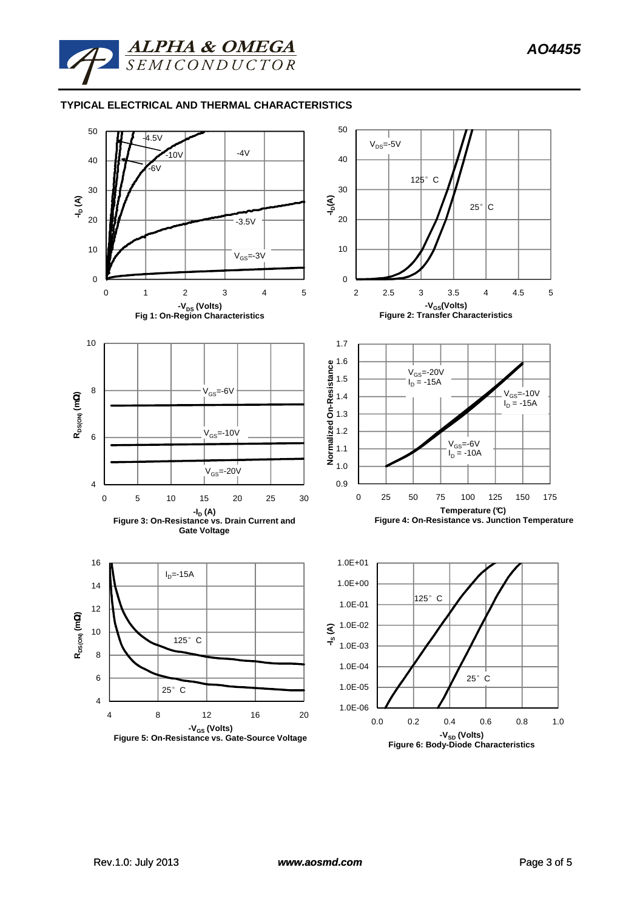## TYPICAL ELECTRICAL AND THERMAL CHARACTERISTICS

Fig 1: On-Region Characteristics

Figure 2: Transfer Characteristics

Figure 3: On-Resistance vs. Drain Current and Gate Voltage

Figure 4: On-Resistance vs. Junction Temperature

Figure 5: On-Resistance vs. Gate-Source Voltage

Figure 6: Body-Diode Characteristics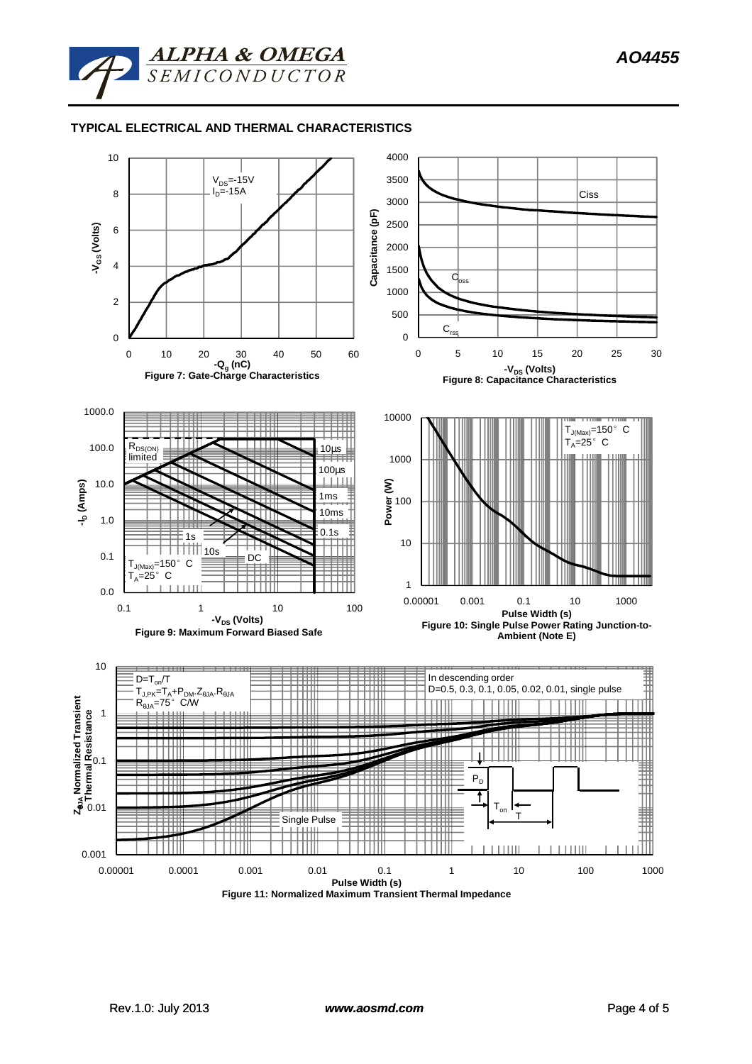## TYPICAL ELECTRICAL AND THERMAL CHARACTERISTICS

$V_{DS}$=-15V
$I_D$=-15A

$-V_{GS}$ (Volts)

$-Q_g$ (nC)

Figure 7: Gate-Charge Characteristics

Capacitance (pF)

Ciss

$C_{oss}$

$C_{rss}$

$-V_{DS}$ (Volts)

Figure 8: Capacitance Characteristics

$R_{DS(ON)}$ limited

10µs

100µs

1ms

10ms

0.1s

1s

10s

DC

$T_{J(Max)}$=150° C
$T_A$=25° C

$-I_D$ (Amps)

$-V_{DS}$ (Volts)

Figure 9: Maximum Forward Biased Safe

$T_{J(Max)}$=150° C
$T_A$=25° C

Power (W)

Pulse Width (s)

Figure 10: Single Pulse Power Rating Junction-to-Ambient (Note E)

$D=T_{on}/T$
$T_{J,PK}=T_A+P_{DM}.Z_{\theta JA}.R_{\theta JA}$
$R_{\theta JA}$=75° C/W

In descending order
D=0.5, 0.3, 0.1, 0.05, 0.02, 0.01, single pulse

Single Pulse

$P_D$

$T_{on}$

T

$Z_{\theta JA}$ Normalized Transient Thermal Resistance

Pulse Width (s)

Figure 11: Normalized Maximum Transient Thermal Impedance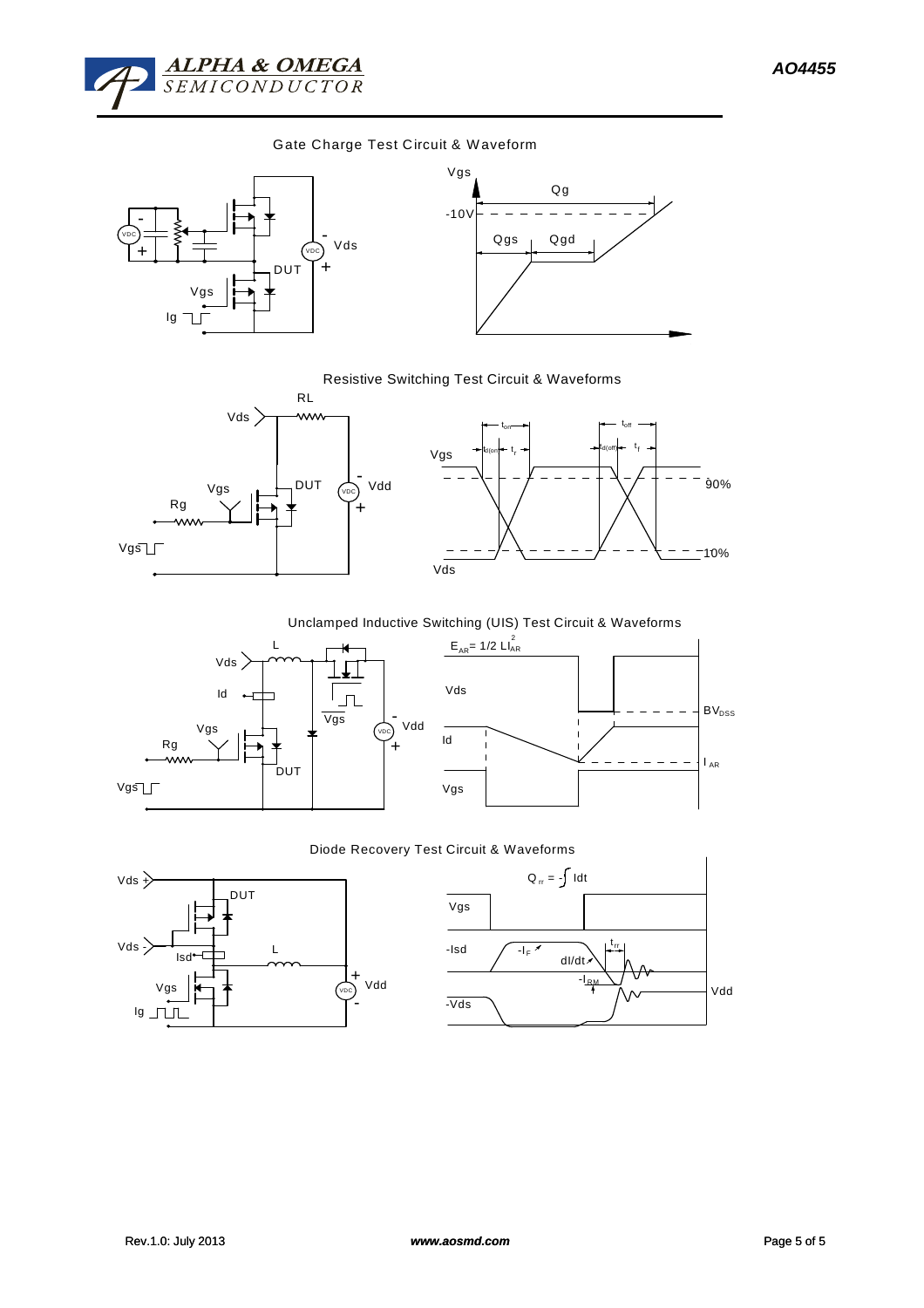## Gate Charge Test Circuit & Waveform

VDC
\-
\+
Vgs
Ig
DUT
VDC
\-
\+
Vds

Vgs
Qg
-10V
Qgs
Qgd

## Resistive Switching Test Circuit & Waveforms

RL
Vds
Vgs
Rg
Vgs
DUT
VDC
\-
Vdd
\+

$t_{on}$
$t_{off}$
Vgs
$t_{d(on)}$
$t_r$
$t_{d(off)}$
$t_f$
90%
10%
Vds

## Unclamped Inductive Switching (UIS) Test Circuit & Waveforms

L
Vds
Id
Vgs
Rg
Vgs
DUT
Vgs
VDC
\-
Vdd
\+

$E_{AR} = 1/2\ LI_{AR}^2$
Vds
$BV_{DSS}$
Id
$I_{AR}$
Vgs

## Diode Recovery Test Circuit & Waveforms

Vds +
DUT
Vds -
Isd
L
Vgs
Ig
\+
VDC
Vdd
\-

$Q_{rr} = -\int Idt$
Vgs
-Isd
$-I_F$
dI/dt
$t_{rr}$
$-I_{RM}$
-Vds
Vdd